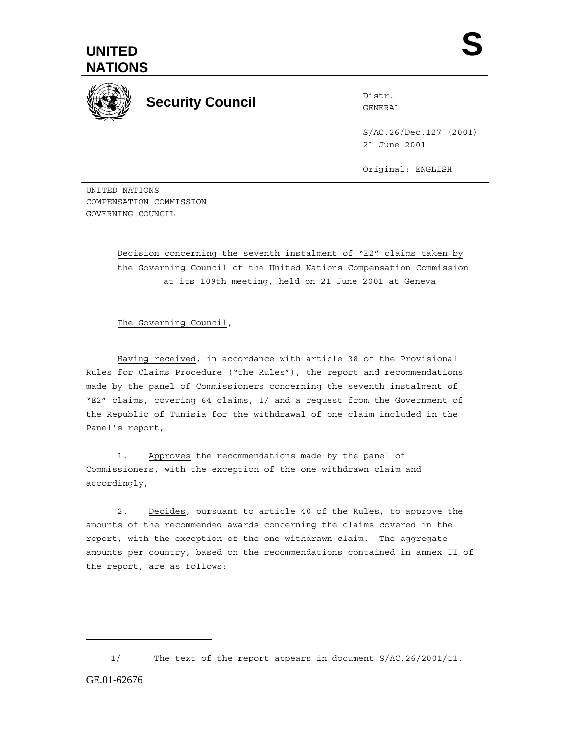# UNITED NATIONS

**S**

## Security Council

Distr.
GENERAL

S/AC.26/Dec.127 (2001)
21 June 2001

Original: ENGLISH

UNITED NATIONS
COMPENSATION COMMISSION
GOVERNING COUNCIL

Decision concerning the seventh instalment of "E2" claims taken by the Governing Council of the United Nations Compensation Commission at its 109th meeting, held on 21 June 2001 at Geneva

The Governing Council,

Having received, in accordance with article 38 of the Provisional Rules for Claims Procedure ("the Rules"), the report and recommendations made by the panel of Commissioners concerning the seventh instalment of "E2" claims, covering 64 claims, 1/ and a request from the Government of the Republic of Tunisia for the withdrawal of one claim included in the Panel's report,

1. Approves the recommendations made by the panel of Commissioners, with the exception of the one withdrawn claim and accordingly,

2. Decides, pursuant to article 40 of the Rules, to approve the amounts of the recommended awards concerning the claims covered in the report, with the exception of the one withdrawn claim. The aggregate amounts per country, based on the recommendations contained in annex II of the report, are as follows:

---

1/ The text of the report appears in document S/AC.26/2001/11.

GE.01-62676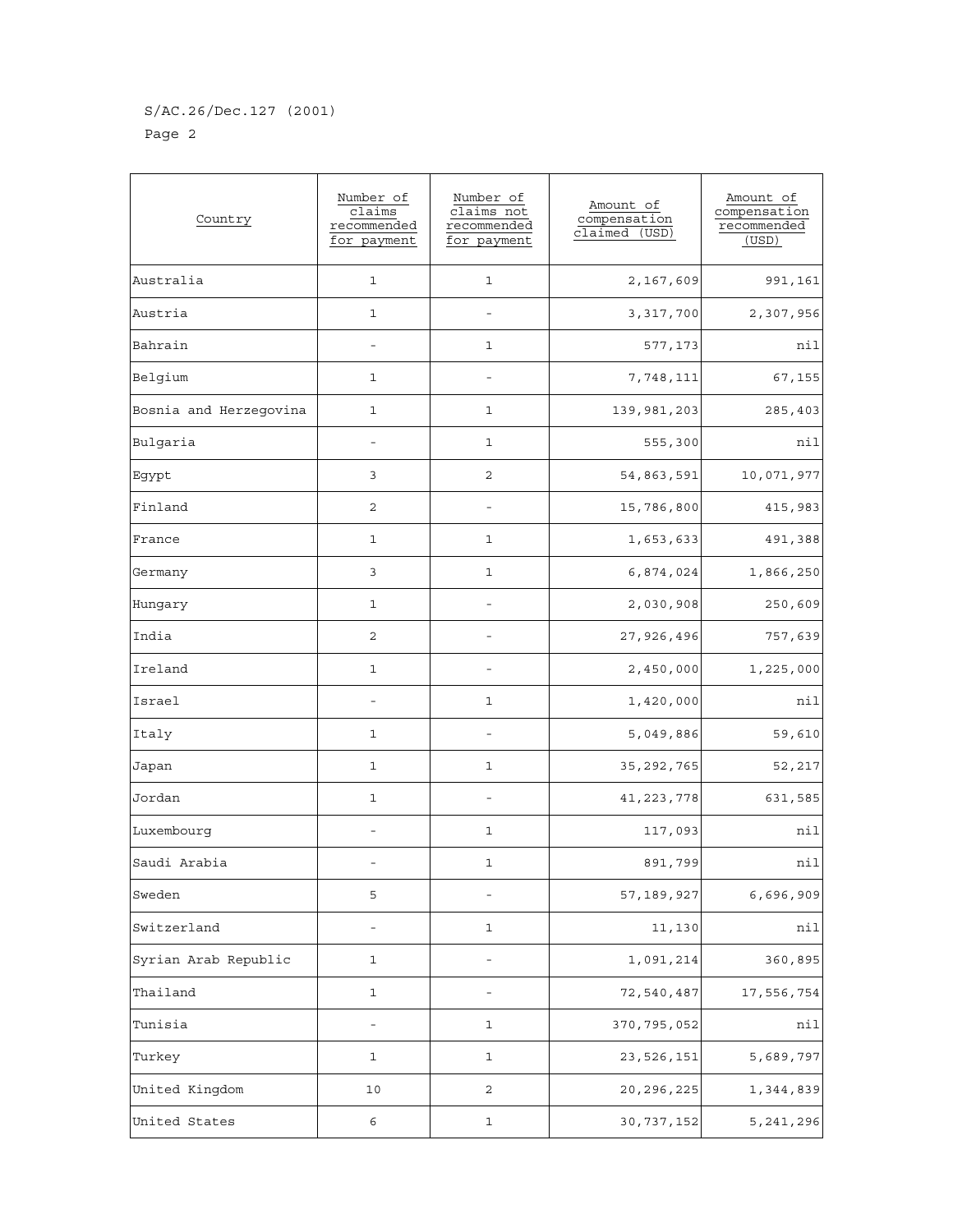| Country | Number of claims recommended for payment | Number of claims not recommended for payment | Amount of compensation claimed (USD) | Amount of compensation recommended (USD) |
|---|---|---|---|---|
| Australia | 1 | 1 | 2,167,609 | 991,161 |
| Austria | 1 | - | 3,317,700 | 2,307,956 |
| Bahrain | - | 1 | 577,173 | nil |
| Belgium | 1 | - | 7,748,111 | 67,155 |
| Bosnia and Herzegovina | 1 | 1 | 139,981,203 | 285,403 |
| Bulgaria | - | 1 | 555,300 | nil |
| Egypt | 3 | 2 | 54,863,591 | 10,071,977 |
| Finland | 2 | - | 15,786,800 | 415,983 |
| France | 1 | 1 | 1,653,633 | 491,388 |
| Germany | 3 | 1 | 6,874,024 | 1,866,250 |
| Hungary | 1 | - | 2,030,908 | 250,609 |
| India | 2 | - | 27,926,496 | 757,639 |
| Ireland | 1 | - | 2,450,000 | 1,225,000 |
| Israel | - | 1 | 1,420,000 | nil |
| Italy | 1 | - | 5,049,886 | 59,610 |
| Japan | 1 | 1 | 35,292,765 | 52,217 |
| Jordan | 1 | - | 41,223,778 | 631,585 |
| Luxembourg | - | 1 | 117,093 | nil |
| Saudi Arabia | - | 1 | 891,799 | nil |
| Sweden | 5 | - | 57,189,927 | 6,696,909 |
| Switzerland | - | 1 | 11,130 | nil |
| Syrian Arab Republic | 1 | - | 1,091,214 | 360,895 |
| Thailand | 1 | - | 72,540,487 | 17,556,754 |
| Tunisia | - | 1 | 370,795,052 | nil |
| Turkey | 1 | 1 | 23,526,151 | 5,689,797 |
| United Kingdom | 10 | 2 | 20,296,225 | 1,344,839 |
| United States | 6 | 1 | 30,737,152 | 5,241,296 |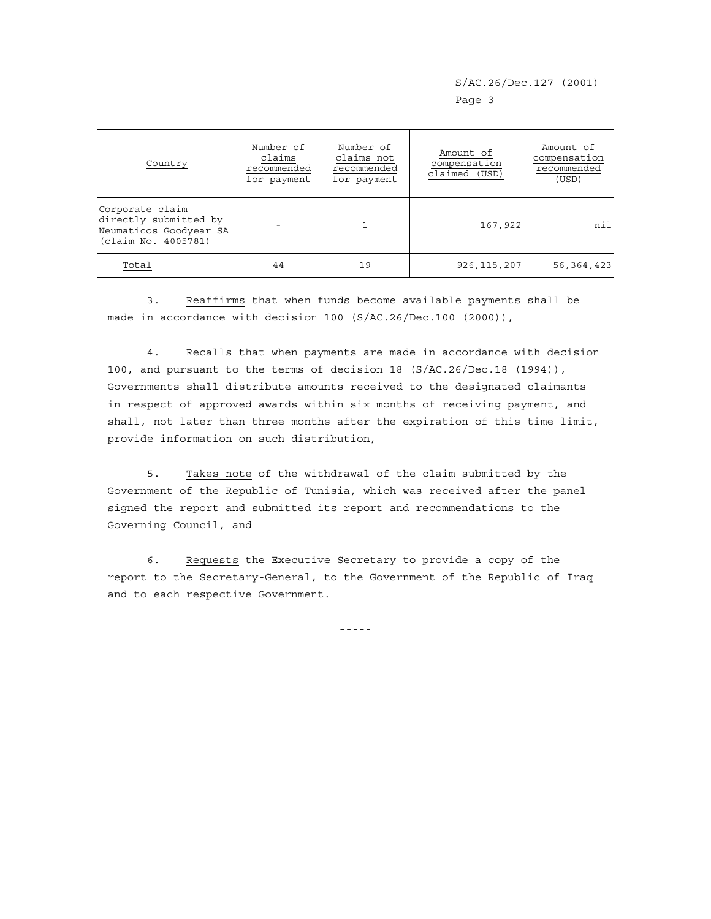| Country | Number of claims recommended for payment | Number of claims not recommended for payment | Amount of compensation claimed (USD) | Amount of compensation recommended (USD) |
|---|---|---|---|---|
| Corporate claim directly submitted by Neumaticos Goodyear SA (claim No. 4005781) | - | 1 | 167,922 | nil |
| Total | 44 | 19 | 926,115,207 | 56,364,423 |

3. Reaffirms that when funds become available payments shall be made in accordance with decision 100 (S/AC.26/Dec.100 (2000)),

4. Recalls that when payments are made in accordance with decision 100, and pursuant to the terms of decision 18 (S/AC.26/Dec.18 (1994)), Governments shall distribute amounts received to the designated claimants in respect of approved awards within six months of receiving payment, and shall, not later than three months after the expiration of this time limit, provide information on such distribution,

5. Takes note of the withdrawal of the claim submitted by the Government of the Republic of Tunisia, which was received after the panel signed the report and submitted its report and recommendations to the Governing Council, and

6. Requests the Executive Secretary to provide a copy of the report to the Secretary-General, to the Government of the Republic of Iraq and to each respective Government.

-----